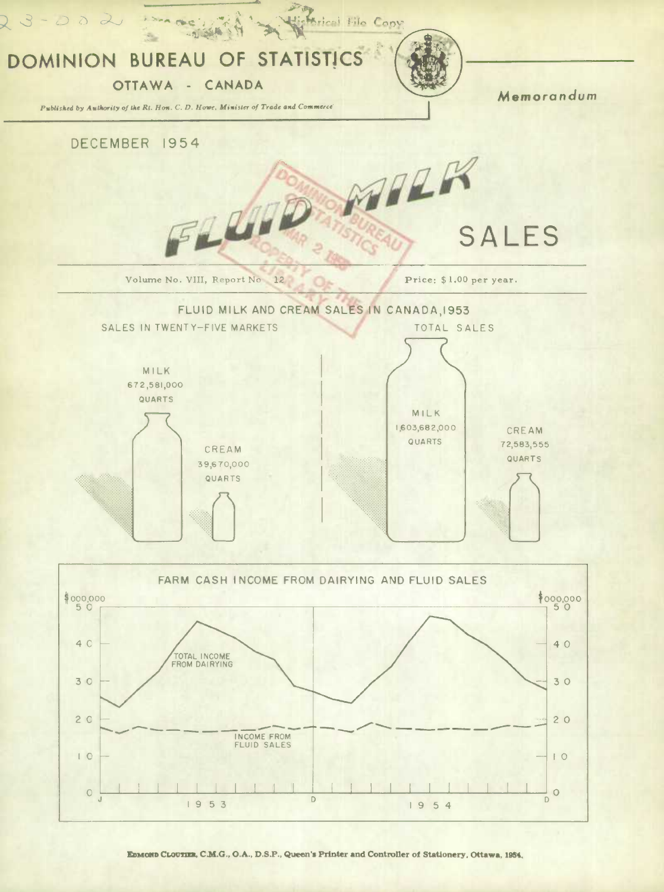# DOMINION BUREAU OF STATISTICS

OTTAWA - CANADA

*Published by Authority of the Rt. Hon. C. D. Howe, Minister of Trade and Commerce*

*Memorandum*

DECEMBER 1954

# FLUID MILK SALES

Volume No. VIII, Report No. 12 — Price: $1.00 per year.

## FLUID MILK AND CREAM SALES IN CANADA, 1953

SALES IN TWENTY-FIVE MARKETS

MILK 672,581,000 QUARTS

CREAM 39,670,000 QUARTS

TOTAL SALES

MILK 1,603,682,000 QUARTS

CREAM 72,583,555 QUARTS

## FARM CASH INCOME FROM DAIRYING AND FLUID SALES

$000,000

TOTAL INCOME FROM DAIRYING

INCOME FROM FLUID SALES

1953 — 1954

EDMOND CLOUTIER, C.M.G., O.A., D.S.P., Queen's Printer and Controller of Stationery, Ottawa, 1954.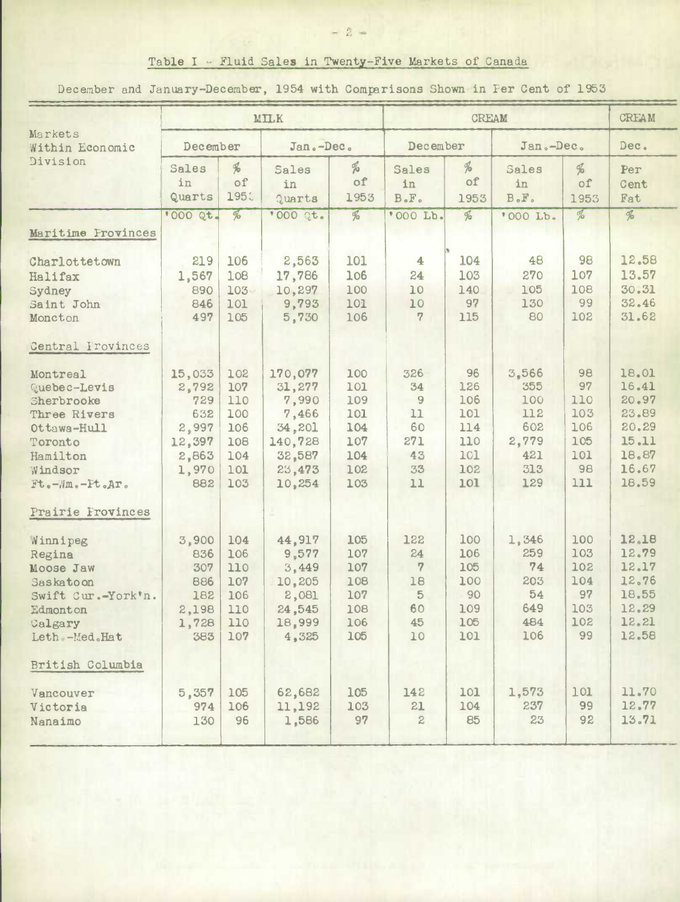## Table I - Fluid Sales in Twenty-Five Markets of Canada

December and January-December, 1954 with Comparisons Shown in Per Cent of 1953

| Markets Within Economic Division | MILK | | | | CREAM | | | | CREAM |
|---|---|---|---|---|---|---|---|---|---|
| | December | | Jan.-Dec. | | December | | Jan.-Dec. | | Dec. |
| | Sales in Quarts | % of 1953 | Sales in Quarts | % of 1953 | Sales in B.F. | % of 1953 | Sales in B.F. | % of 1953 | Per Cent Fat |
| | '000 Qt. | % | '000 Qt. | % | '000 Lb. | % | '000 Lb. | % | % |
| **Maritime Provinces** | | | | | | | | | |
| Charlottetown | 219 | 106 | 2,563 | 101 | 4 | 104 | 48 | 98 | 12.58 |
| Halifax | 1,567 | 108 | 17,786 | 106 | 24 | 103 | 270 | 107 | 13.57 |
| Sydney | 890 | 103 | 10,297 | 100 | 10 | 140 | 105 | 108 | 30.31 |
| Saint John | 846 | 101 | 9,793 | 101 | 10 | 97 | 130 | 99 | 32.46 |
| Moncton | 497 | 105 | 5,730 | 106 | 7 | 115 | 80 | 102 | 31.62 |
| **Central Provinces** | | | | | | | | | |
| Montreal | 15,033 | 102 | 170,077 | 100 | 326 | 96 | 3,566 | 98 | 18.01 |
| Quebec-Levis | 2,792 | 107 | 31,277 | 101 | 34 | 126 | 355 | 97 | 16.41 |
| Sherbrooke | 729 | 110 | 7,990 | 109 | 9 | 106 | 100 | 110 | 20.97 |
| Three Rivers | 632 | 100 | 7,466 | 101 | 11 | 101 | 112 | 103 | 23.89 |
| Ottawa-Hull | 2,997 | 106 | 34,201 | 104 | 60 | 114 | 602 | 106 | 20.29 |
| Toronto | 12,397 | 108 | 140,728 | 107 | 271 | 110 | 2,779 | 105 | 15.11 |
| Hamilton | 2,863 | 104 | 32,587 | 104 | 43 | 101 | 421 | 101 | 18.87 |
| Windsor | 1,970 | 101 | 23,473 | 102 | 33 | 102 | 313 | 98 | 16.67 |
| Ft.-Wm.-Pt.Ar. | 882 | 103 | 10,254 | 103 | 11 | 101 | 129 | 111 | 18.59 |
| **Prairie Provinces** | | | | | | | | | |
| Winnipeg | 3,900 | 104 | 44,917 | 105 | 122 | 100 | 1,346 | 100 | 12.18 |
| Regina | 836 | 106 | 9,577 | 107 | 24 | 106 | 259 | 103 | 12.79 |
| Moose Jaw | 307 | 110 | 3,449 | 107 | 7 | 105 | 74 | 102 | 12.17 |
| Saskatoon | 886 | 107 | 10,205 | 108 | 18 | 100 | 203 | 104 | 12.76 |
| Swift Cur.-York'n. | 182 | 106 | 2,081 | 107 | 5 | 90 | 54 | 97 | 18.55 |
| Edmonton | 2,198 | 110 | 24,545 | 108 | 60 | 109 | 649 | 103 | 12.29 |
| Calgary | 1,728 | 110 | 18,999 | 106 | 45 | 105 | 484 | 102 | 12.21 |
| Leth.-Med.Hat | 383 | 107 | 4,325 | 105 | 10 | 101 | 106 | 99 | 12.58 |
| **British Columbia** | | | | | | | | | |
| Vancouver | 5,357 | 105 | 62,682 | 105 | 142 | 101 | 1,573 | 101 | 11.70 |
| Victoria | 974 | 106 | 11,192 | 103 | 21 | 104 | 237 | 99 | 12.77 |
| Nanaimo | 130 | 96 | 1,586 | 97 | 2 | 85 | 23 | 92 | 13.71 |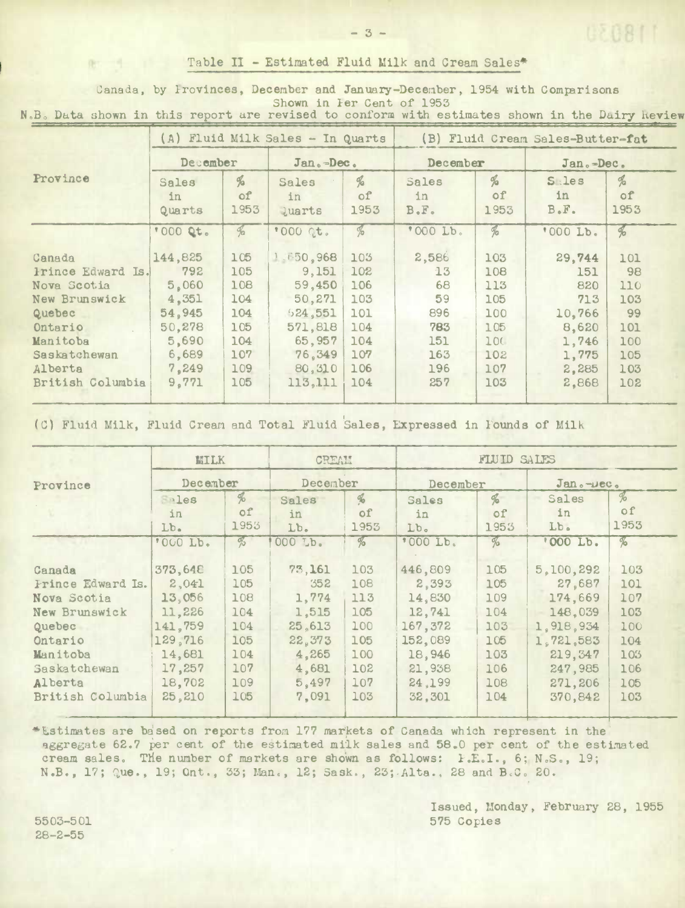## Table II - Estimated Fluid Milk and Cream Sales*

Canada, by Provinces, December and January-December, 1954 with Comparisons Shown in Per Cent of 1953

N.B. Data shown in this report are revised to conform with estimates shown in the Dairy Review

| Province | (A) Fluid Milk Sales - In Quarts | | | | (B) Fluid Cream Sales-Butter-fat | | | |
|---|---|---|---|---|---|---|---|---|
| | December | | Jan.-Dec. | | December | | Jan.-Dec. | |
| | Sales in Quarts | % of 1953 | Sales in Quarts | % of 1953 | Sales in B.F. | % of 1953 | Sales in B.F. | % of 1953 |
| | '000 Qt. | % | '000 Qt. | % | '000 Lb. | % | '000 Lb. | % |
| Canada | 144,825 | 105 | 1,650,968 | 103 | 2,586 | 103 | 29,744 | 101 |
| Prince Edward Is. | 792 | 105 | 9,151 | 102 | 13 | 108 | 151 | 98 |
| Nova Scotia | 5,060 | 108 | 59,450 | 106 | 68 | 113 | 820 | 110 |
| New Brunswick | 4,351 | 104 | 50,271 | 103 | 59 | 105 | 713 | 103 |
| Quebec | 54,945 | 104 | 624,551 | 101 | 896 | 100 | 10,766 | 99 |
| Ontario | 50,278 | 105 | 571,818 | 104 | 783 | 105 | 8,620 | 101 |
| Manitoba | 5,690 | 104 | 65,957 | 104 | 151 | 100 | 1,746 | 100 |
| Saskatchewan | 6,689 | 107 | 76,349 | 107 | 163 | 102 | 1,775 | 105 |
| Alberta | 7,249 | 109 | 80,310 | 106 | 196 | 107 | 2,285 | 103 |
| British Columbia | 9,771 | 105 | 113,111 | 104 | 257 | 103 | 2,868 | 102 |

(C) Fluid Milk, Fluid Cream and Total Fluid Sales, Expressed in Pounds of Milk

| Province | MILK | | CREAM | | FLUID SALES | | | |
|---|---|---|---|---|---|---|---|---|
| | December | | December | | December | | Jan.-Dec. | |
| | Sales in Lb. | % of 1953 | Sales in Lb. | % of 1953 | Sales in Lb. | % of 1953 | Sales in Lb. | % of 1953 |
| | '000 Lb. | % | '000 Lb. | % | '000 Lb. | % | '000 Lb. | % |
| Canada | 373,648 | 105 | 73,161 | 103 | 446,809 | 105 | 5,100,292 | 103 |
| Prince Edward Is. | 2,041 | 105 | 352 | 108 | 2,393 | 105 | 27,687 | 101 |
| Nova Scotia | 13,056 | 108 | 1,774 | 113 | 14,830 | 109 | 174,669 | 107 |
| New Brunswick | 11,226 | 104 | 1,515 | 105 | 12,741 | 104 | 148,039 | 103 |
| Quebec | 141,759 | 104 | 25,613 | 100 | 167,372 | 103 | 1,918,934 | 100 |
| Ontario | 129,716 | 105 | 22,373 | 105 | 152,089 | 105 | 1,721,583 | 104 |
| Manitoba | 14,681 | 104 | 4,265 | 100 | 18,946 | 103 | 219,347 | 103 |
| Saskatchewan | 17,257 | 107 | 4,681 | 102 | 21,938 | 106 | 247,985 | 106 |
| Alberta | 18,702 | 109 | 5,497 | 107 | 24,199 | 108 | 271,206 | 105 |
| British Columbia | 25,210 | 105 | 7,091 | 103 | 32,301 | 104 | 370,842 | 103 |

*Estimates are based on reports from 177 markets of Canada which represent in the aggregate 62.7 per cent of the estimated milk sales and 58.0 per cent of the estimated cream sales. The number of markets are shown as follows: P.E.I., 6; N.S., 19; N.B., 17; Que., 19; Ont., 33; Man., 12; Sask., 23; Alta., 28 and B.C. 20.

Issued, Monday, February 28, 1955
575 Copies

5503-501
28-2-55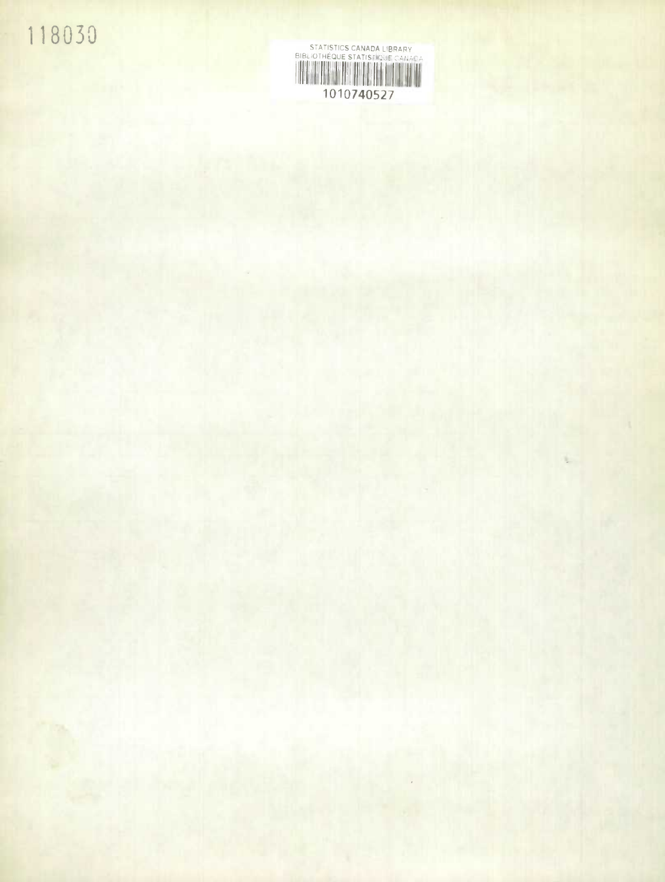118030

STATISTICS CANADA LIBRARY
BIBLIOTHÈQUE STATISTIQUE CANADA

1010740527